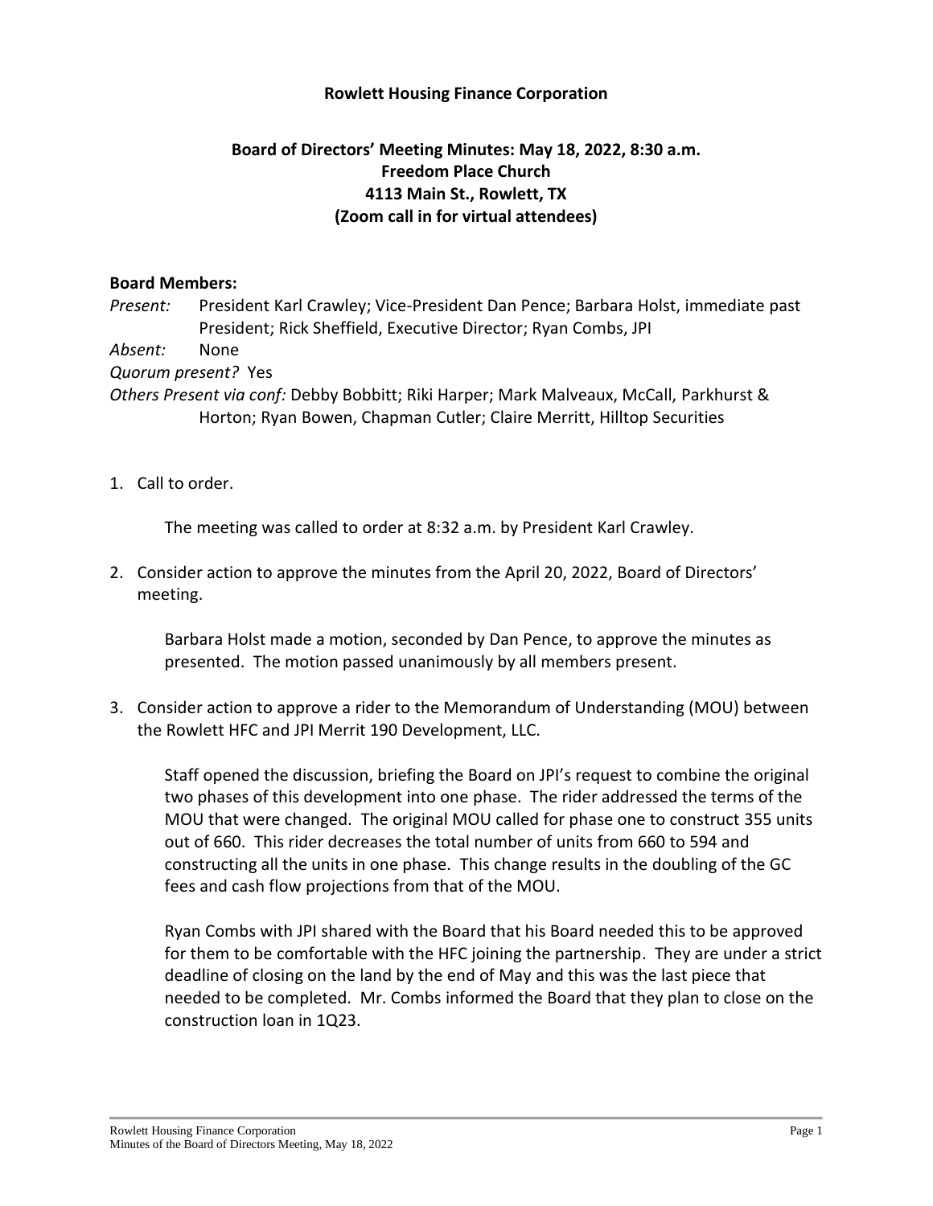**Rowlett Housing Finance Corporation**

**Board of Directors' Meeting Minutes: May 18, 2022, 8:30 a.m.**
**Freedom Place Church**
**4113 Main St., Rowlett, TX**
**(Zoom call in for virtual attendees)**

**Board Members:**

*Present:* President Karl Crawley; Vice-President Dan Pence; Barbara Holst, immediate past President; Rick Sheffield, Executive Director; Ryan Combs, JPI

*Absent:* None

*Quorum present?* Yes

*Others Present via conf:* Debby Bobbitt; Riki Harper; Mark Malveaux, McCall, Parkhurst & Horton; Ryan Bowen, Chapman Cutler; Claire Merritt, Hilltop Securities

1. Call to order.

   The meeting was called to order at 8:32 a.m. by President Karl Crawley.

2. Consider action to approve the minutes from the April 20, 2022, Board of Directors' meeting.

   Barbara Holst made a motion, seconded by Dan Pence, to approve the minutes as presented. The motion passed unanimously by all members present.

3. Consider action to approve a rider to the Memorandum of Understanding (MOU) between the Rowlett HFC and JPI Merrit 190 Development, LLC.

   Staff opened the discussion, briefing the Board on JPI's request to combine the original two phases of this development into one phase. The rider addressed the terms of the MOU that were changed. The original MOU called for phase one to construct 355 units out of 660. This rider decreases the total number of units from 660 to 594 and constructing all the units in one phase. This change results in the doubling of the GC fees and cash flow projections from that of the MOU.

   Ryan Combs with JPI shared with the Board that his Board needed this to be approved for them to be comfortable with the HFC joining the partnership. They are under a strict deadline of closing on the land by the end of May and this was the last piece that needed to be completed. Mr. Combs informed the Board that they plan to close on the construction loan in 1Q23.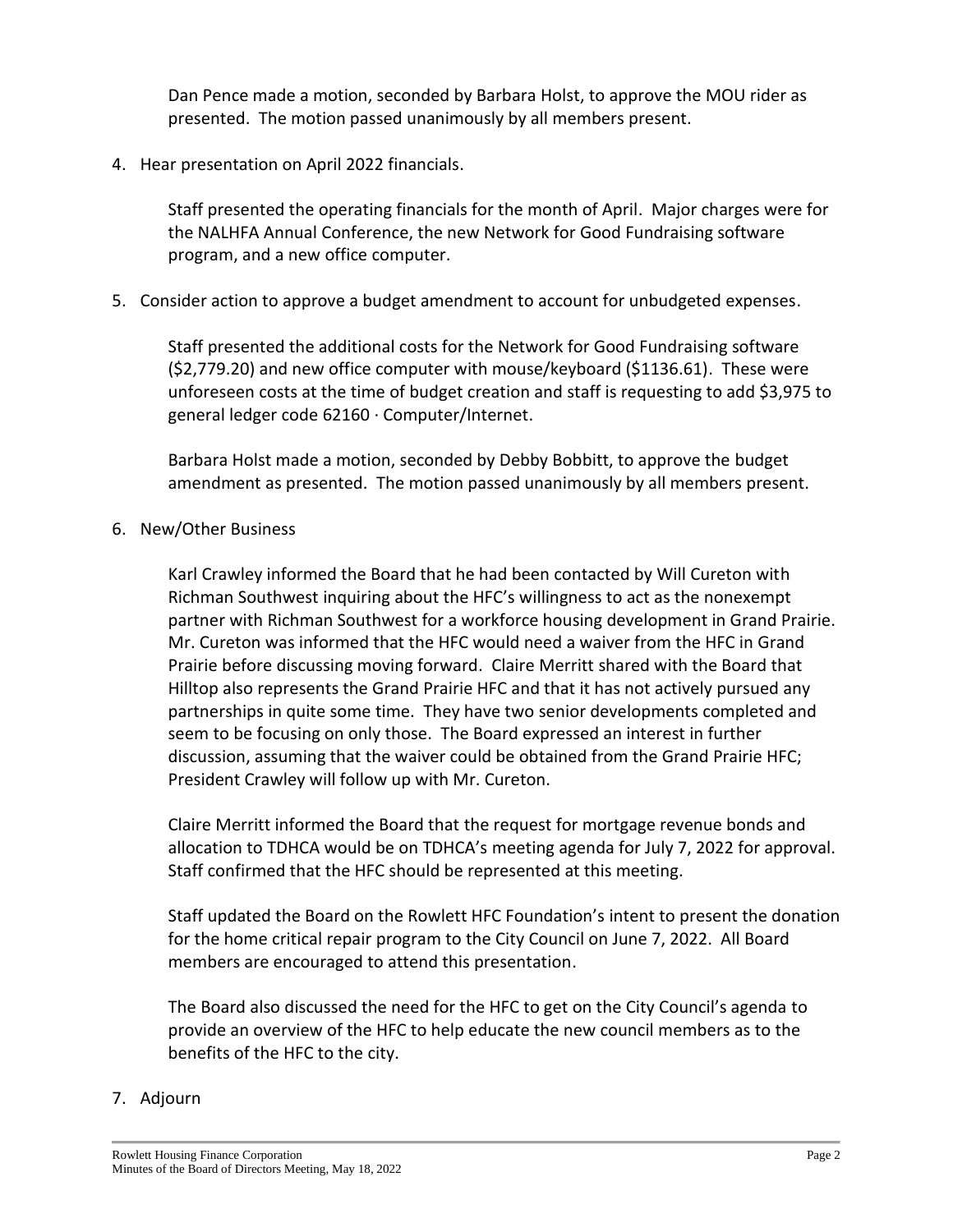Dan Pence made a motion, seconded by Barbara Holst, to approve the MOU rider as presented. The motion passed unanimously by all members present.

4. Hear presentation on April 2022 financials.

   Staff presented the operating financials for the month of April. Major charges were for the NALHFA Annual Conference, the new Network for Good Fundraising software program, and a new office computer.

5. Consider action to approve a budget amendment to account for unbudgeted expenses.

   Staff presented the additional costs for the Network for Good Fundraising software ($2,779.20) and new office computer with mouse/keyboard ($1136.61). These were unforeseen costs at the time of budget creation and staff is requesting to add $3,975 to general ledger code 62160 · Computer/Internet.

   Barbara Holst made a motion, seconded by Debby Bobbitt, to approve the budget amendment as presented. The motion passed unanimously by all members present.

6. New/Other Business

   Karl Crawley informed the Board that he had been contacted by Will Cureton with Richman Southwest inquiring about the HFC's willingness to act as the nonexempt partner with Richman Southwest for a workforce housing development in Grand Prairie. Mr. Cureton was informed that the HFC would need a waiver from the HFC in Grand Prairie before discussing moving forward. Claire Merritt shared with the Board that Hilltop also represents the Grand Prairie HFC and that it has not actively pursued any partnerships in quite some time. They have two senior developments completed and seem to be focusing on only those. The Board expressed an interest in further discussion, assuming that the waiver could be obtained from the Grand Prairie HFC; President Crawley will follow up with Mr. Cureton.

   Claire Merritt informed the Board that the request for mortgage revenue bonds and allocation to TDHCA would be on TDHCA's meeting agenda for July 7, 2022 for approval. Staff confirmed that the HFC should be represented at this meeting.

   Staff updated the Board on the Rowlett HFC Foundation's intent to present the donation for the home critical repair program to the City Council on June 7, 2022. All Board members are encouraged to attend this presentation.

   The Board also discussed the need for the HFC to get on the City Council's agenda to provide an overview of the HFC to help educate the new council members as to the benefits of the HFC to the city.

7. Adjourn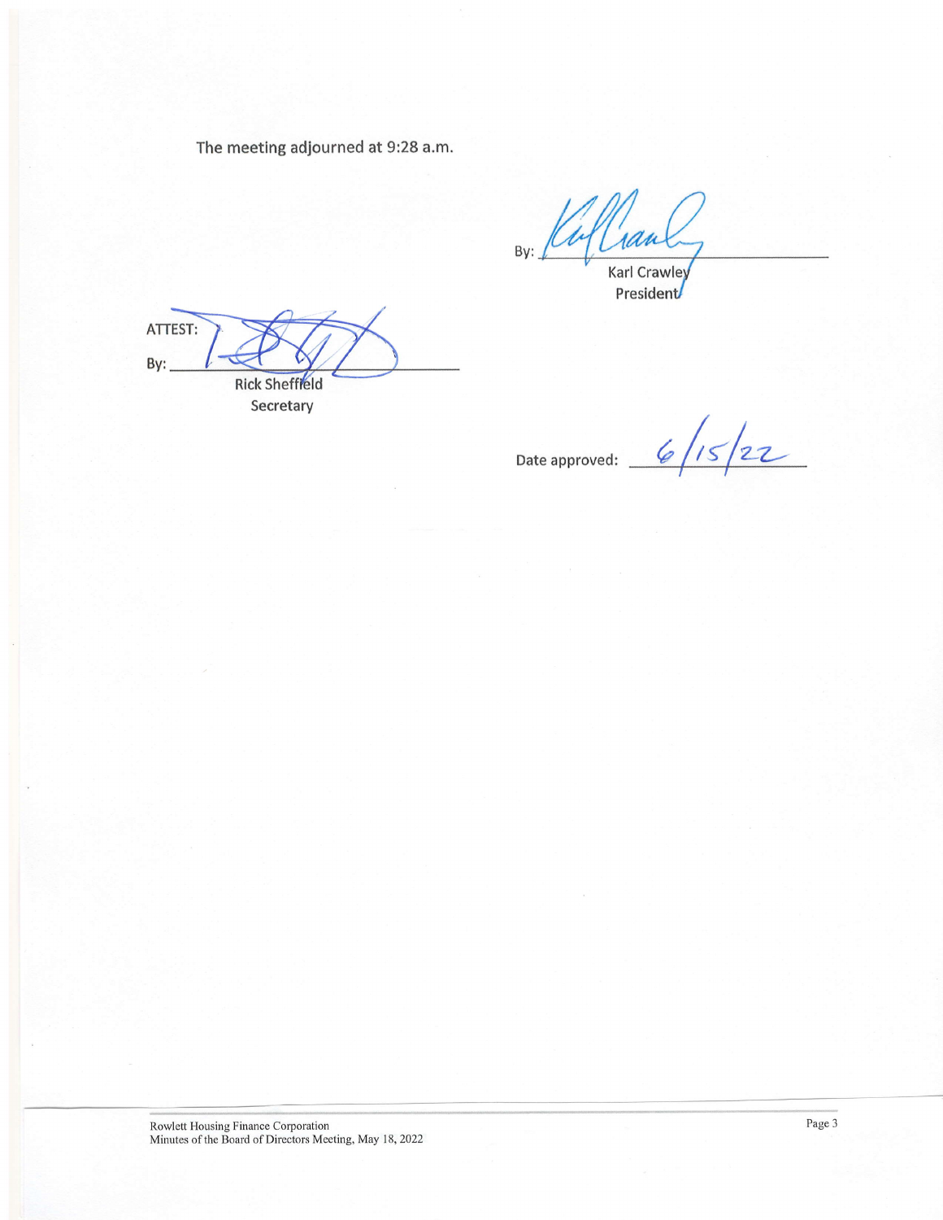The meeting adjourned at 9:28 a.m.

By: ______________________________
Karl Crawley
President

ATTEST:

By: ______________________________
Rick Sheffield
Secretary

Date approved: 6/15/22